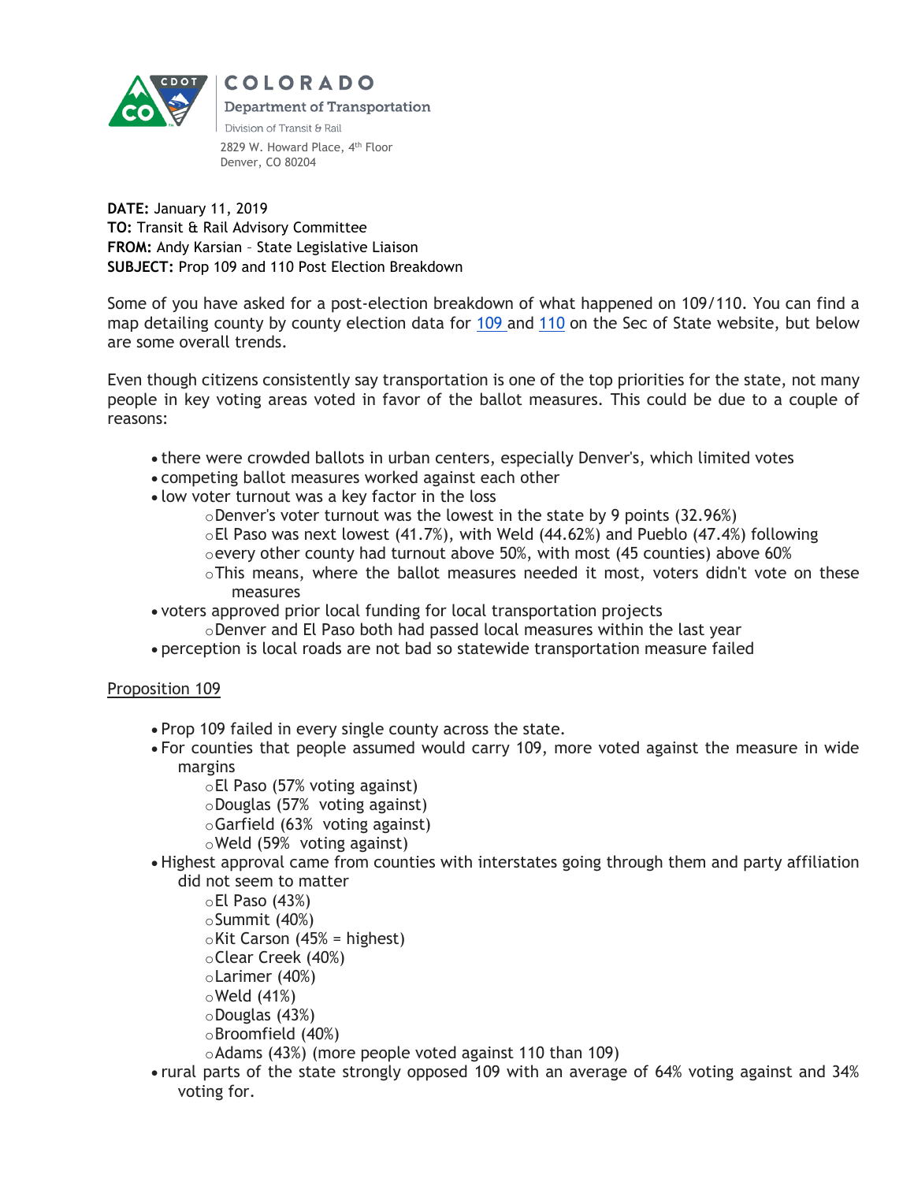COLORADO

Department of Transportation

Division of Transit & Rail

2829 W. Howard Place, 4th Floor
Denver, CO 80204

**DATE:** January 11, 2019
**TO:** Transit & Rail Advisory Committee
**FROM:** Andy Karsian – State Legislative Liaison
**SUBJECT:** Prop 109 and 110 Post Election Breakdown

Some of you have asked for a post-election breakdown of what happened on 109/110. You can find a map detailing county by county election data for 109 and 110 on the Sec of State website, but below are some overall trends.

Even though citizens consistently say transportation is one of the top priorities for the state, not many people in key voting areas voted in favor of the ballot measures. This could be due to a couple of reasons:

- there were crowded ballots in urban centers, especially Denver's, which limited votes
- competing ballot measures worked against each other
- low voter turnout was a key factor in the loss
  - Denver's voter turnout was the lowest in the state by 9 points (32.96%)
  - El Paso was next lowest (41.7%), with Weld (44.62%) and Pueblo (47.4%) following
  - every other county had turnout above 50%, with most (45 counties) above 60%
  - This means, where the ballot measures needed it most, voters didn't vote on these measures
- voters approved prior local funding for local transportation projects
  - Denver and El Paso both had passed local measures within the last year
- perception is local roads are not bad so statewide transportation measure failed

<u>Proposition 109</u>

- Prop 109 failed in every single county across the state.
- For counties that people assumed would carry 109, more voted against the measure in wide margins
  - El Paso (57% voting against)
  - Douglas (57% voting against)
  - Garfield (63% voting against)
  - Weld (59% voting against)
- Highest approval came from counties with interstates going through them and party affiliation did not seem to matter
  - El Paso (43%)
  - Summit (40%)
  - Kit Carson (45% = highest)
  - Clear Creek (40%)
  - Larimer (40%)
  - Weld (41%)
  - Douglas (43%)
  - Broomfield (40%)
  - Adams (43%) (more people voted against 110 than 109)
- rural parts of the state strongly opposed 109 with an average of 64% voting against and 34% voting for.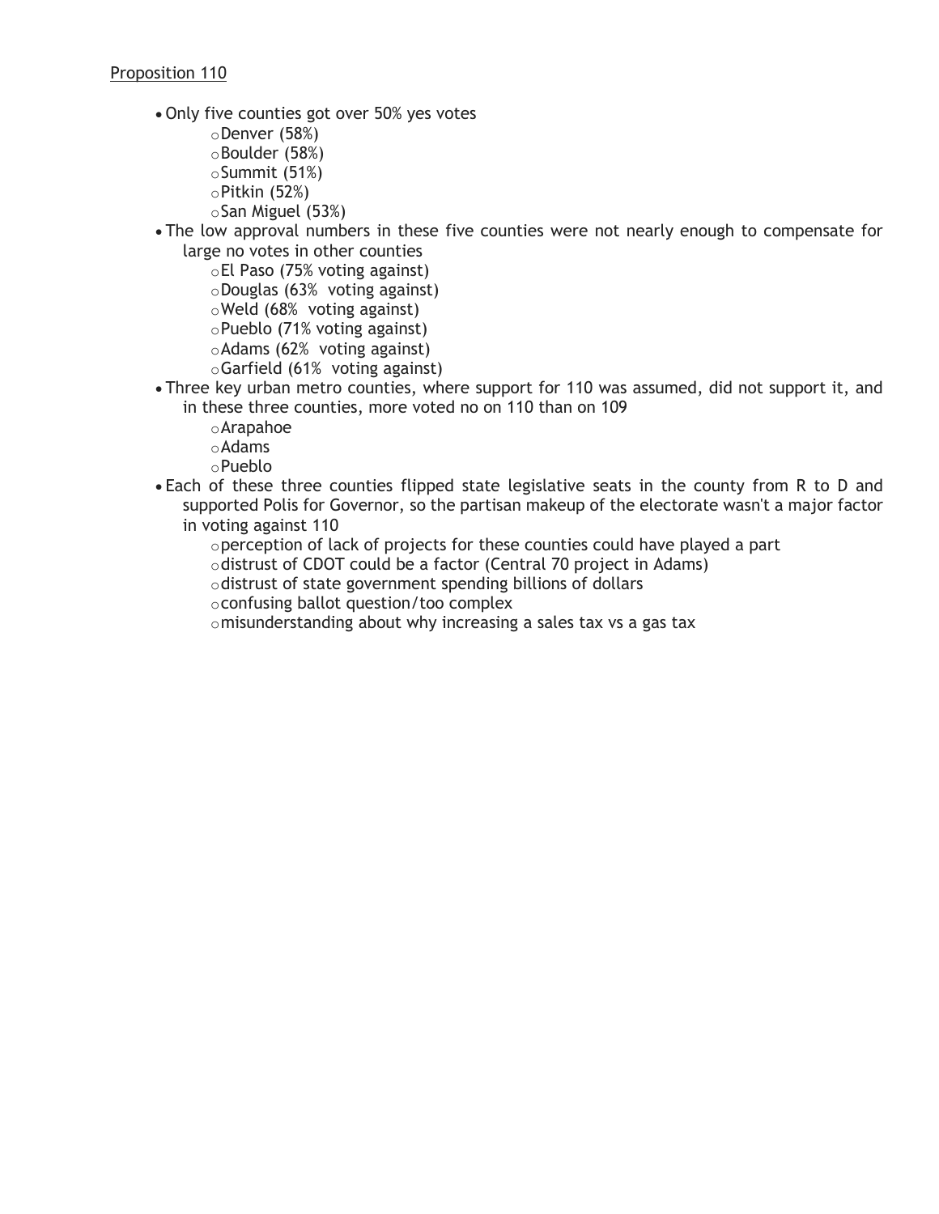Proposition 110

- Only five counties got over 50% yes votes
  - Denver (58%)
  - Boulder (58%)
  - Summit (51%)
  - Pitkin (52%)
  - San Miguel (53%)
- The low approval numbers in these five counties were not nearly enough to compensate for large no votes in other counties
  - El Paso (75% voting against)
  - Douglas (63%  voting against)
  - Weld (68%  voting against)
  - Pueblo (71% voting against)
  - Adams (62%  voting against)
  - Garfield (61%  voting against)
- Three key urban metro counties, where support for 110 was assumed, did not support it, and in these three counties, more voted no on 110 than on 109
  - Arapahoe
  - Adams
  - Pueblo
- Each of these three counties flipped state legislative seats in the county from R to D and supported Polis for Governor, so the partisan makeup of the electorate wasn't a major factor in voting against 110
  - perception of lack of projects for these counties could have played a part
  - distrust of CDOT could be a factor (Central 70 project in Adams)
  - distrust of state government spending billions of dollars
  - confusing ballot question/too complex
  - misunderstanding about why increasing a sales tax vs a gas tax